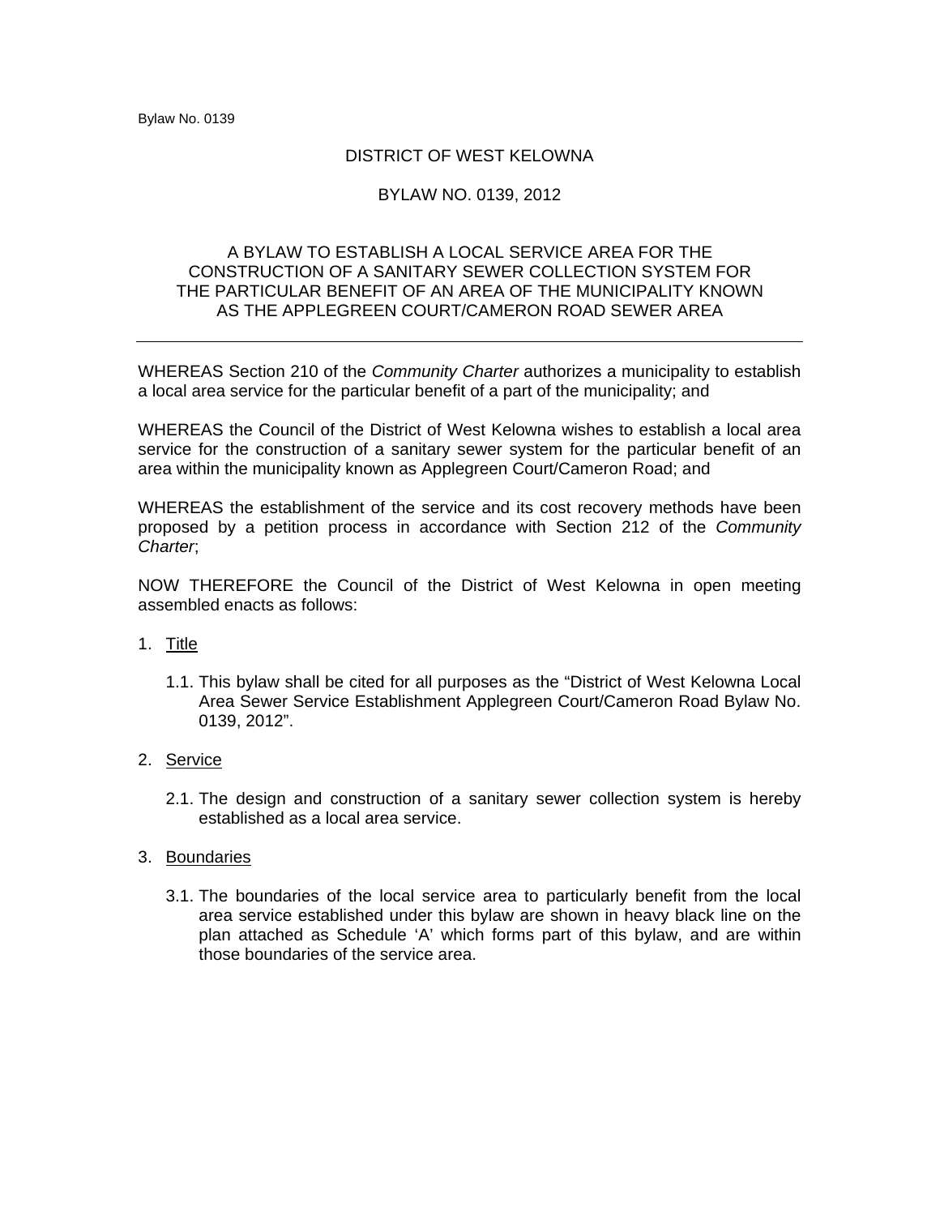# DISTRICT OF WEST KELOWNA

## BYLAW NO. 0139, 2012

### A BYLAW TO ESTABLISH A LOCAL SERVICE AREA FOR THE CONSTRUCTION OF A SANITARY SEWER COLLECTION SYSTEM FOR THE PARTICULAR BENEFIT OF AN AREA OF THE MUNICIPALITY KNOWN AS THE APPLEGREEN COURT/CAMERON ROAD SEWER AREA

---

WHEREAS Section 210 of the *Community Charter* authorizes a municipality to establish a local area service for the particular benefit of a part of the municipality; and

WHEREAS the Council of the District of West Kelowna wishes to establish a local area service for the construction of a sanitary sewer system for the particular benefit of an area within the municipality known as Applegreen Court/Cameron Road; and

WHEREAS the establishment of the service and its cost recovery methods have been proposed by a petition process in accordance with Section 212 of the *Community Charter*;

NOW THEREFORE the Council of the District of West Kelowna in open meeting assembled enacts as follows:

1. <u>Title</u>

   1.1. This bylaw shall be cited for all purposes as the "District of West Kelowna Local Area Sewer Service Establishment Applegreen Court/Cameron Road Bylaw No. 0139, 2012".

2. <u>Service</u>

   2.1. The design and construction of a sanitary sewer collection system is hereby established as a local area service.

3. <u>Boundaries</u>

   3.1. The boundaries of the local service area to particularly benefit from the local area service established under this bylaw are shown in heavy black line on the plan attached as Schedule 'A' which forms part of this bylaw, and are within those boundaries of the service area.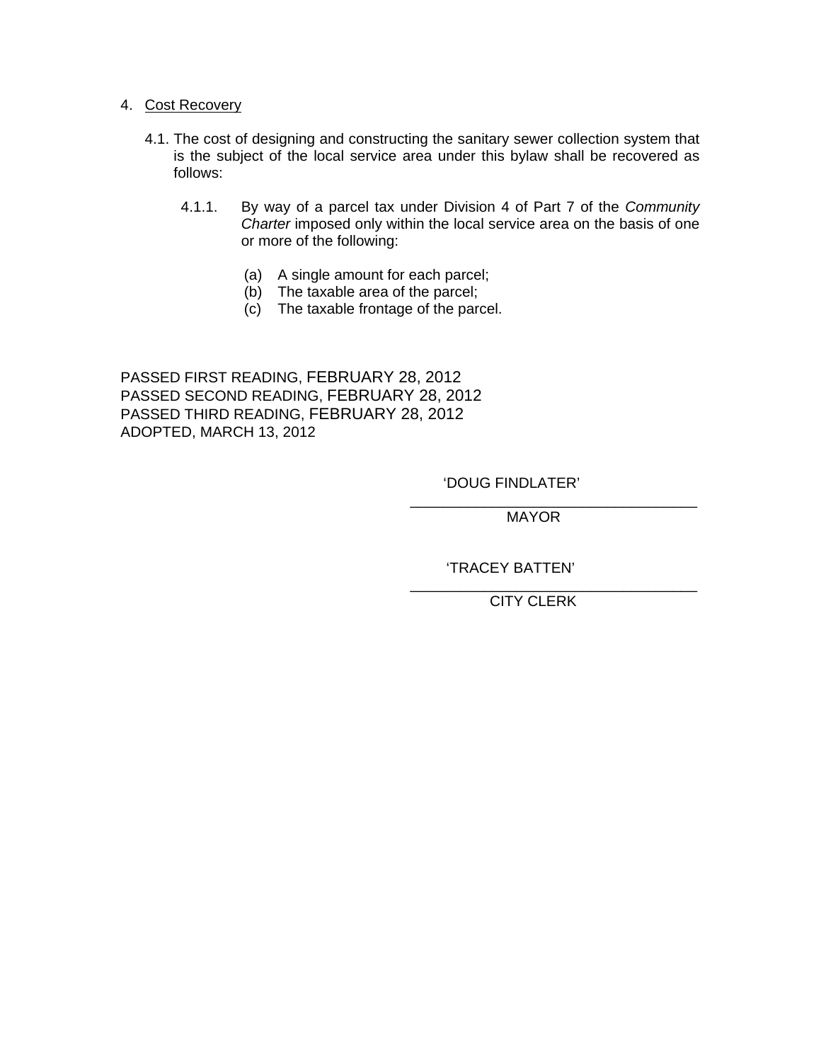4. <u>Cost Recovery</u>

   4.1. The cost of designing and constructing the sanitary sewer collection system that is the subject of the local service area under this bylaw shall be recovered as follows:

      4.1.1. By way of a parcel tax under Division 4 of Part 7 of the *Community Charter* imposed only within the local service area on the basis of one or more of the following:

         (a) A single amount for each parcel;
         (b) The taxable area of the parcel;
         (c) The taxable frontage of the parcel.

PASSED FIRST READING, FEBRUARY 28, 2012
PASSED SECOND READING, FEBRUARY 28, 2012
PASSED THIRD READING, FEBRUARY 28, 2012
ADOPTED, MARCH 13, 2012

'DOUG FINDLATER'
\_\_\_\_\_\_\_\_\_\_\_\_\_\_\_\_\_\_\_\_\_\_\_\_\_\_\_\_\_\_\_\_
MAYOR

'TRACEY BATTEN'
\_\_\_\_\_\_\_\_\_\_\_\_\_\_\_\_\_\_\_\_\_\_\_\_\_\_\_\_\_\_\_\_
CITY CLERK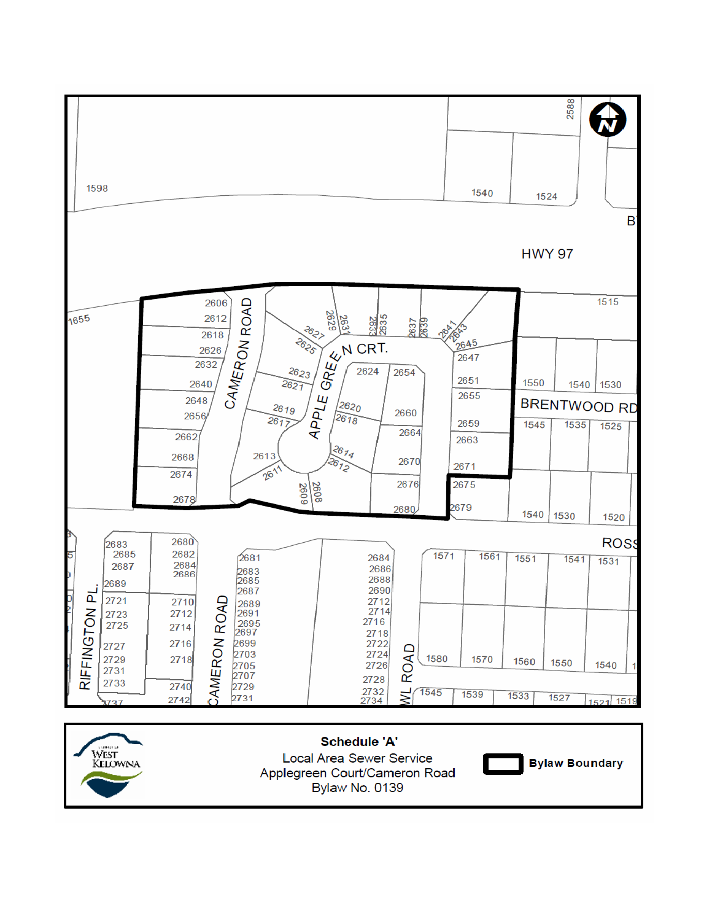**Schedule 'A'**

Local Area Sewer Service

Applegreen Court/Cameron Road

Bylaw No. 0139

**Bylaw Boundary**